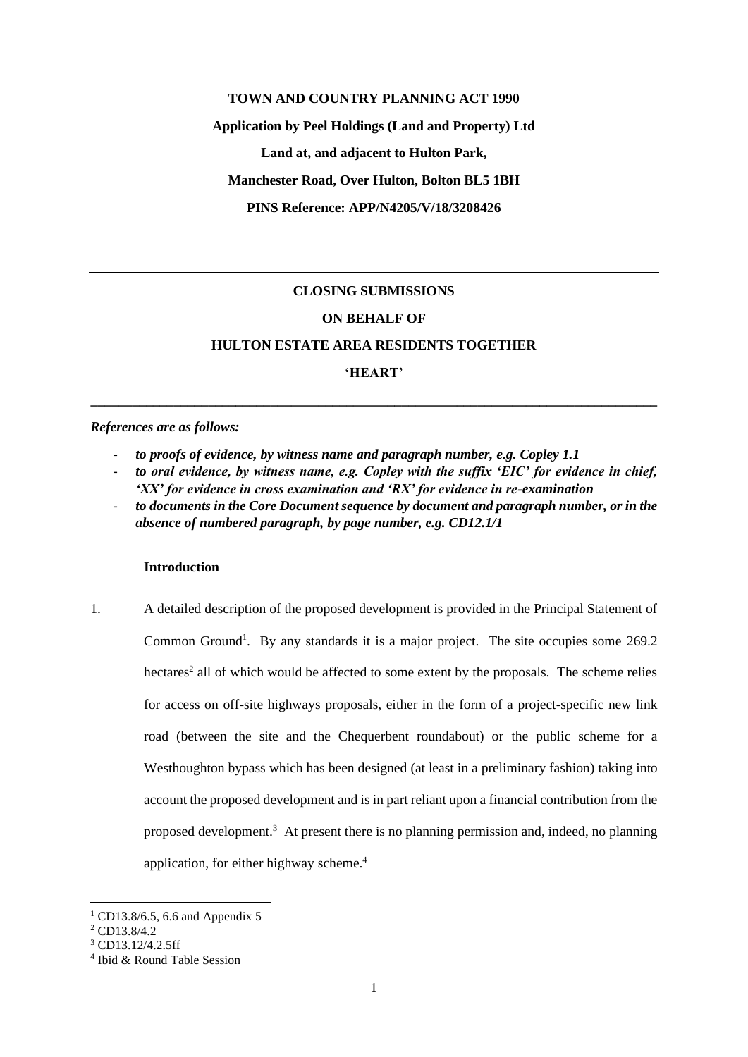**TOWN AND COUNTRY PLANNING ACT 1990**

**Application by Peel Holdings (Land and Property) Ltd**

**Land at, and adjacent to Hulton Park,**

**Manchester Road, Over Hulton, Bolton BL5 1BH**

**PINS Reference: APP/N4205/V/18/3208426**

---

**CLOSING SUBMISSIONS**

**ON BEHALF OF**

**HULTON ESTATE AREA RESIDENTS TOGETHER**

**'HEART'**

---

***References are as follows:***

- ***to proofs of evidence, by witness name and paragraph number, e.g. Copley 1.1***
- ***to oral evidence, by witness name, e.g. Copley with the suffix 'EIC' for evidence in chief, 'XX' for evidence in cross examination and 'RX' for evidence in re-examination***
- ***to documents in the Core Document sequence by document and paragraph number, or in the absence of numbered paragraph, by page number, e.g. CD12.1/1***

## Introduction

1. A detailed description of the proposed development is provided in the Principal Statement of Common Ground[1]. By any standards it is a major project. The site occupies some 269.2 hectares[2] all of which would be affected to some extent by the proposals. The scheme relies for access on off-site highways proposals, either in the form of a project-specific new link road (between the site and the Chequerbent roundabout) or the public scheme for a Westhoughton bypass which has been designed (at least in a preliminary fashion) taking into account the proposed development and is in part reliant upon a financial contribution from the proposed development.[3] At present there is no planning permission and, indeed, no planning application, for either highway scheme.[4]

---

[1] CD13.8/6.5, 6.6 and Appendix 5

[2] CD13.8/4.2

[3] CD13.12/4.2.5ff

[4] Ibid & Round Table Session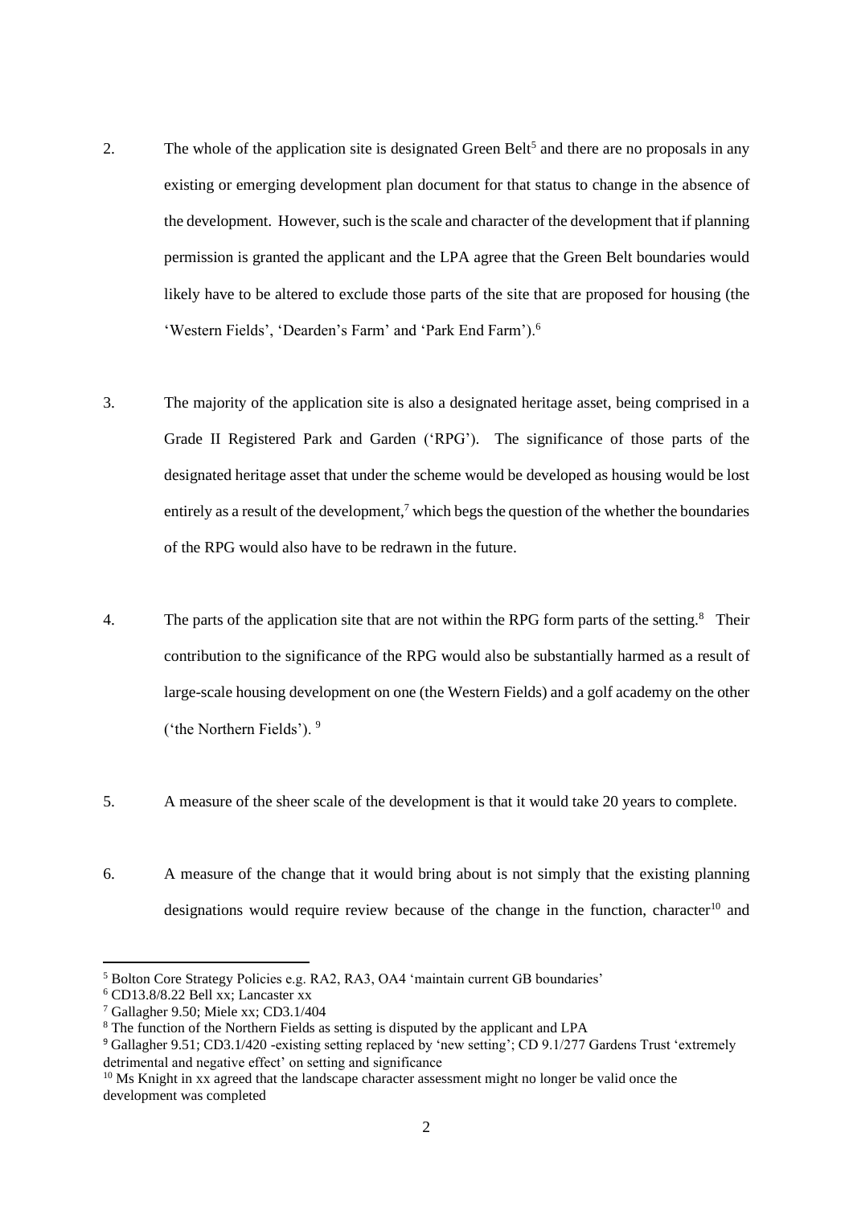2. The whole of the application site is designated Green Belt[5] and there are no proposals in any existing or emerging development plan document for that status to change in the absence of the development. However, such is the scale and character of the development that if planning permission is granted the applicant and the LPA agree that the Green Belt boundaries would likely have to be altered to exclude those parts of the site that are proposed for housing (the 'Western Fields', 'Dearden's Farm' and 'Park End Farm').[6]

3. The majority of the application site is also a designated heritage asset, being comprised in a Grade II Registered Park and Garden ('RPG'). The significance of those parts of the designated heritage asset that under the scheme would be developed as housing would be lost entirely as a result of the development,[7] which begs the question of the whether the boundaries of the RPG would also have to be redrawn in the future.

4. The parts of the application site that are not within the RPG form parts of the setting.[8] Their contribution to the significance of the RPG would also be substantially harmed as a result of large-scale housing development on one (the Western Fields) and a golf academy on the other ('the Northern Fields'). [9]

5. A measure of the sheer scale of the development is that it would take 20 years to complete.

6. A measure of the change that it would bring about is not simply that the existing planning designations would require review because of the change in the function, character[10] and

---

[5] Bolton Core Strategy Policies e.g. RA2, RA3, OA4 'maintain current GB boundaries'

[6] CD13.8/8.22 Bell xx; Lancaster xx

[7] Gallagher 9.50; Miele xx; CD3.1/404

[8] The function of the Northern Fields as setting is disputed by the applicant and LPA

[9] Gallagher 9.51; CD3.1/420 -existing setting replaced by 'new setting'; CD 9.1/277 Gardens Trust 'extremely detrimental and negative effect' on setting and significance

[10] Ms Knight in xx agreed that the landscape character assessment might no longer be valid once the development was completed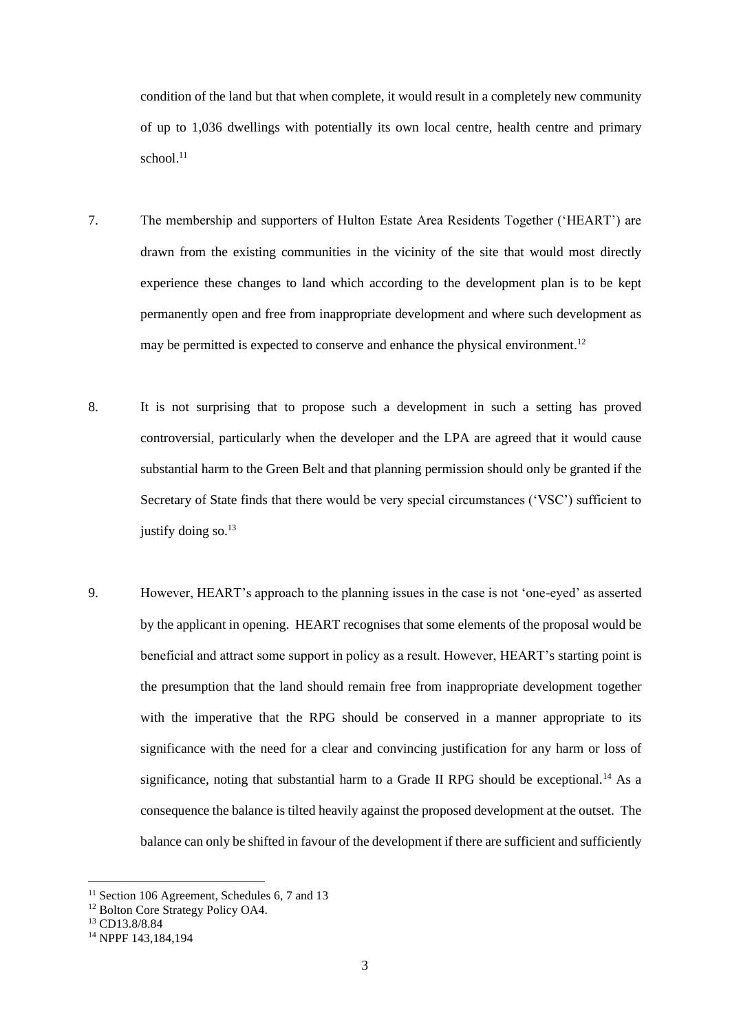condition of the land but that when complete, it would result in a completely new community of up to 1,036 dwellings with potentially its own local centre, health centre and primary school.[11]

7. The membership and supporters of Hulton Estate Area Residents Together ('HEART') are drawn from the existing communities in the vicinity of the site that would most directly experience these changes to land which according to the development plan is to be kept permanently open and free from inappropriate development and where such development as may be permitted is expected to conserve and enhance the physical environment.[12]

8. It is not surprising that to propose such a development in such a setting has proved controversial, particularly when the developer and the LPA are agreed that it would cause substantial harm to the Green Belt and that planning permission should only be granted if the Secretary of State finds that there would be very special circumstances ('VSC') sufficient to justify doing so.[13]

9. However, HEART's approach to the planning issues in the case is not 'one-eyed' as asserted by the applicant in opening. HEART recognises that some elements of the proposal would be beneficial and attract some support in policy as a result. However, HEART's starting point is the presumption that the land should remain free from inappropriate development together with the imperative that the RPG should be conserved in a manner appropriate to its significance with the need for a clear and convincing justification for any harm or loss of significance, noting that substantial harm to a Grade II RPG should be exceptional.[14] As a consequence the balance is tilted heavily against the proposed development at the outset. The balance can only be shifted in favour of the development if there are sufficient and sufficiently

---

[11] Section 106 Agreement, Schedules 6, 7 and 13

[12] Bolton Core Strategy Policy OA4.

[13] CD13.8/8.84

[14] NPPF 143,184,194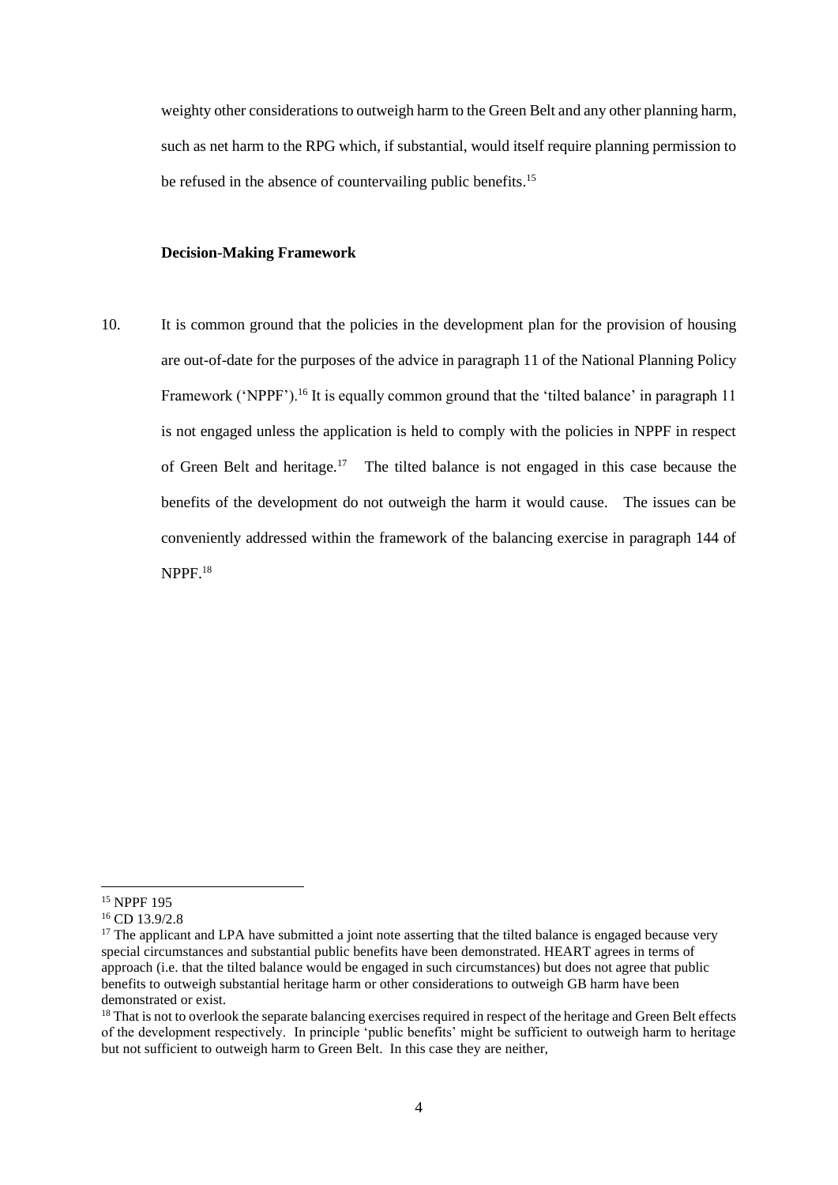weighty other considerations to outweigh harm to the Green Belt and any other planning harm, such as net harm to the RPG which, if substantial, would itself require planning permission to be refused in the absence of countervailing public benefits.[15]

**Decision-Making Framework**

10. It is common ground that the policies in the development plan for the provision of housing are out-of-date for the purposes of the advice in paragraph 11 of the National Planning Policy Framework ('NPPF').[16] It is equally common ground that the 'tilted balance' in paragraph 11 is not engaged unless the application is held to comply with the policies in NPPF in respect of Green Belt and heritage.[17] The tilted balance is not engaged in this case because the benefits of the development do not outweigh the harm it would cause. The issues can be conveniently addressed within the framework of the balancing exercise in paragraph 144 of NPPF.[18]

---

[15] NPPF 195

[16] CD 13.9/2.8

[17] The applicant and LPA have submitted a joint note asserting that the tilted balance is engaged because very special circumstances and substantial public benefits have been demonstrated. HEART agrees in terms of approach (i.e. that the tilted balance would be engaged in such circumstances) but does not agree that public benefits to outweigh substantial heritage harm or other considerations to outweigh GB harm have been demonstrated or exist.

[18] That is not to overlook the separate balancing exercises required in respect of the heritage and Green Belt effects of the development respectively. In principle 'public benefits' might be sufficient to outweigh harm to heritage but not sufficient to outweigh harm to Green Belt. In this case they are neither,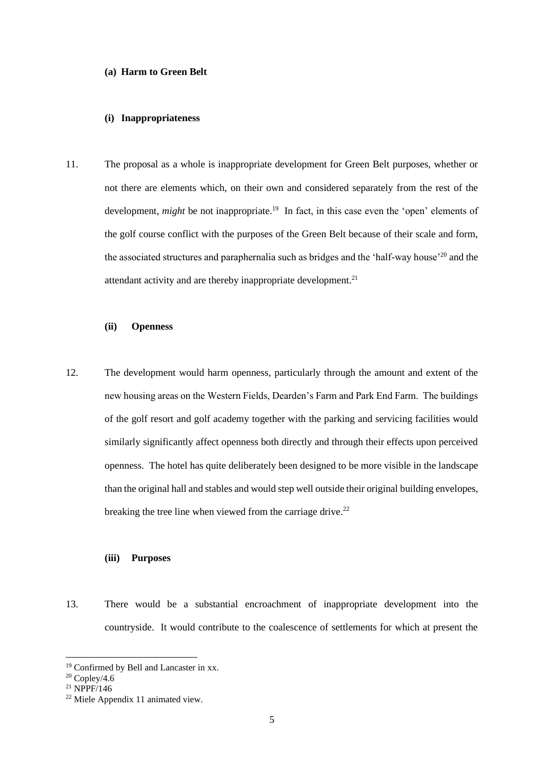**(a) Harm to Green Belt**

**(i) Inappropriateness**

11. The proposal as a whole is inappropriate development for Green Belt purposes, whether or not there are elements which, on their own and considered separately from the rest of the development, *might* be not inappropriate.[19] In fact, in this case even the 'open' elements of the golf course conflict with the purposes of the Green Belt because of their scale and form, the associated structures and paraphernalia such as bridges and the 'half-way house'[20] and the attendant activity and are thereby inappropriate development.[21]

**(ii) Openness**

12. The development would harm openness, particularly through the amount and extent of the new housing areas on the Western Fields, Dearden's Farm and Park End Farm. The buildings of the golf resort and golf academy together with the parking and servicing facilities would similarly significantly affect openness both directly and through their effects upon perceived openness. The hotel has quite deliberately been designed to be more visible in the landscape than the original hall and stables and would step well outside their original building envelopes, breaking the tree line when viewed from the carriage drive.[22]

**(iii) Purposes**

13. There would be a substantial encroachment of inappropriate development into the countryside. It would contribute to the coalescence of settlements for which at present the

---

[19] Confirmed by Bell and Lancaster in xx.

[20] Copley/4.6

[21] NPPF/146

[22] Miele Appendix 11 animated view.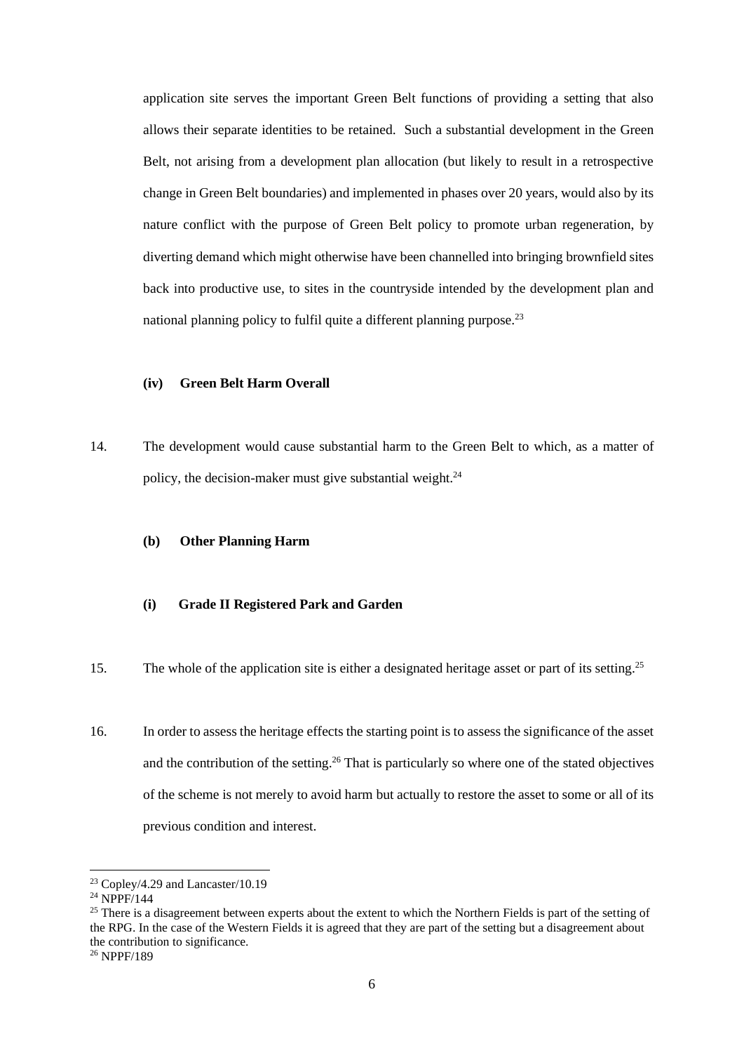application site serves the important Green Belt functions of providing a setting that also allows their separate identities to be retained. Such a substantial development in the Green Belt, not arising from a development plan allocation (but likely to result in a retrospective change in Green Belt boundaries) and implemented in phases over 20 years, would also by its nature conflict with the purpose of Green Belt policy to promote urban regeneration, by diverting demand which might otherwise have been channelled into bringing brownfield sites back into productive use, to sites in the countryside intended by the development plan and national planning policy to fulfil quite a different planning purpose.[23]

**(iv) Green Belt Harm Overall**

14. The development would cause substantial harm to the Green Belt to which, as a matter of policy, the decision-maker must give substantial weight.[24]

**(b) Other Planning Harm**

**(i) Grade II Registered Park and Garden**

15. The whole of the application site is either a designated heritage asset or part of its setting.[25]

16. In order to assess the heritage effects the starting point is to assess the significance of the asset and the contribution of the setting.[26] That is particularly so where one of the stated objectives of the scheme is not merely to avoid harm but actually to restore the asset to some or all of its previous condition and interest.

---

[23] Copley/4.29 and Lancaster/10.19

[24] NPPF/144

[25] There is a disagreement between experts about the extent to which the Northern Fields is part of the setting of the RPG. In the case of the Western Fields it is agreed that they are part of the setting but a disagreement about the contribution to significance.

[26] NPPF/189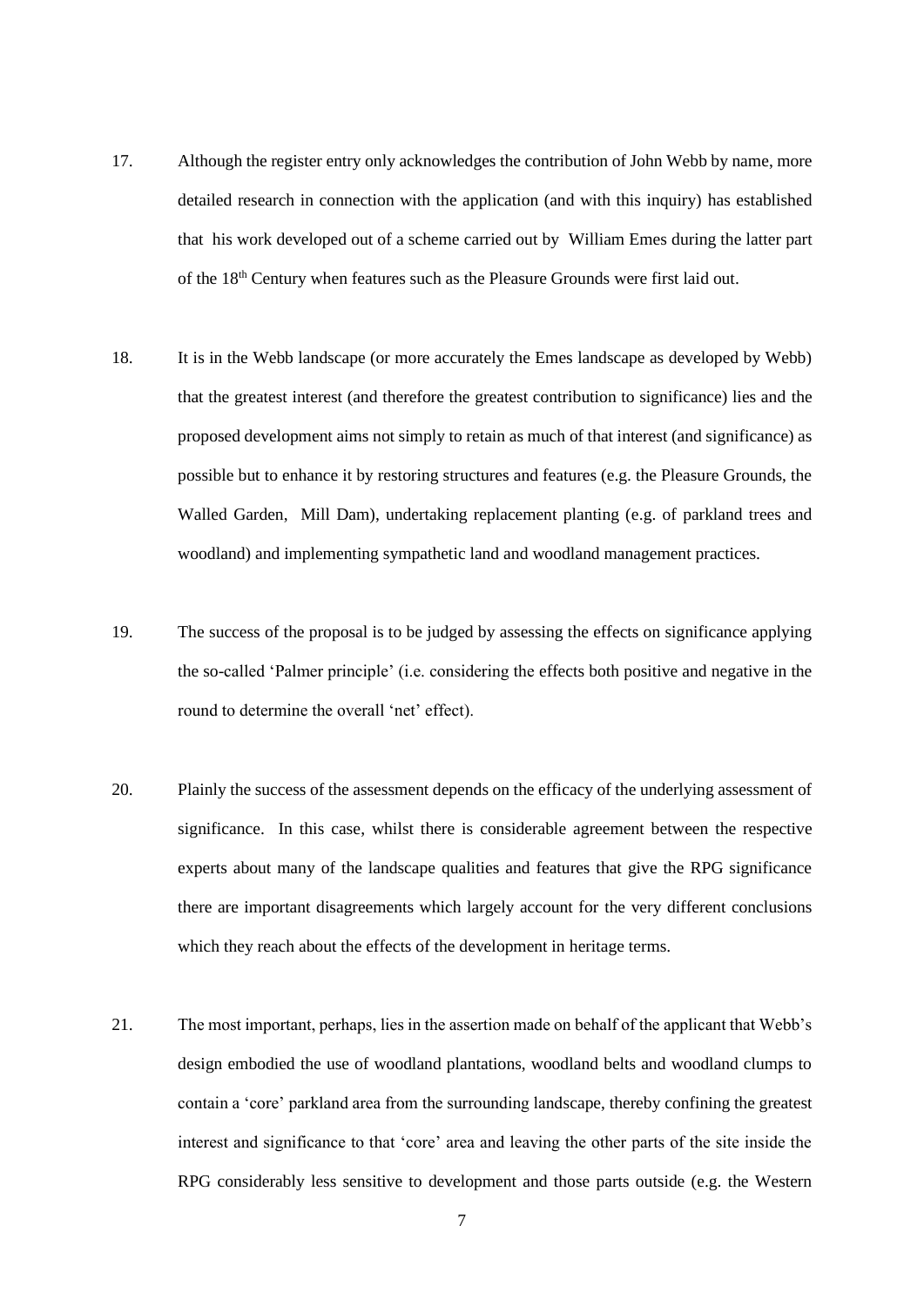17. Although the register entry only acknowledges the contribution of John Webb by name, more detailed research in connection with the application (and with this inquiry) has established that his work developed out of a scheme carried out by William Emes during the latter part of the 18th Century when features such as the Pleasure Grounds were first laid out.

18. It is in the Webb landscape (or more accurately the Emes landscape as developed by Webb) that the greatest interest (and therefore the greatest contribution to significance) lies and the proposed development aims not simply to retain as much of that interest (and significance) as possible but to enhance it by restoring structures and features (e.g. the Pleasure Grounds, the Walled Garden, Mill Dam), undertaking replacement planting (e.g. of parkland trees and woodland) and implementing sympathetic land and woodland management practices.

19. The success of the proposal is to be judged by assessing the effects on significance applying the so-called 'Palmer principle' (i.e. considering the effects both positive and negative in the round to determine the overall 'net' effect).

20. Plainly the success of the assessment depends on the efficacy of the underlying assessment of significance. In this case, whilst there is considerable agreement between the respective experts about many of the landscape qualities and features that give the RPG significance there are important disagreements which largely account for the very different conclusions which they reach about the effects of the development in heritage terms.

21. The most important, perhaps, lies in the assertion made on behalf of the applicant that Webb's design embodied the use of woodland plantations, woodland belts and woodland clumps to contain a 'core' parkland area from the surrounding landscape, thereby confining the greatest interest and significance to that 'core' area and leaving the other parts of the site inside the RPG considerably less sensitive to development and those parts outside (e.g. the Western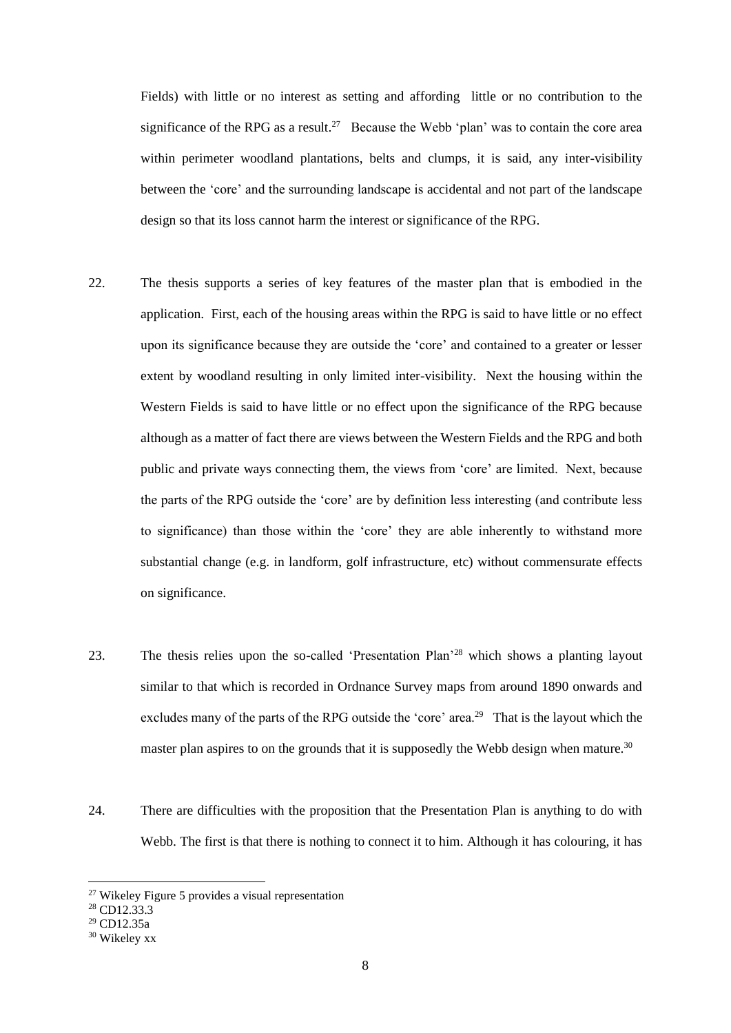Fields) with little or no interest as setting and affording little or no contribution to the significance of the RPG as a result.[27] Because the Webb 'plan' was to contain the core area within perimeter woodland plantations, belts and clumps, it is said, any inter-visibility between the 'core' and the surrounding landscape is accidental and not part of the landscape design so that its loss cannot harm the interest or significance of the RPG.

22. The thesis supports a series of key features of the master plan that is embodied in the application. First, each of the housing areas within the RPG is said to have little or no effect upon its significance because they are outside the 'core' and contained to a greater or lesser extent by woodland resulting in only limited inter-visibility. Next the housing within the Western Fields is said to have little or no effect upon the significance of the RPG because although as a matter of fact there are views between the Western Fields and the RPG and both public and private ways connecting them, the views from 'core' are limited. Next, because the parts of the RPG outside the 'core' are by definition less interesting (and contribute less to significance) than those within the 'core' they are able inherently to withstand more substantial change (e.g. in landform, golf infrastructure, etc) without commensurate effects on significance.

23. The thesis relies upon the so-called 'Presentation Plan'[28] which shows a planting layout similar to that which is recorded in Ordnance Survey maps from around 1890 onwards and excludes many of the parts of the RPG outside the 'core' area.[29] That is the layout which the master plan aspires to on the grounds that it is supposedly the Webb design when mature.[30]

24. There are difficulties with the proposition that the Presentation Plan is anything to do with Webb. The first is that there is nothing to connect it to him. Although it has colouring, it has

[27] Wikeley Figure 5 provides a visual representation

[28] CD12.33.3

[29] CD12.35a

[30] Wikeley xx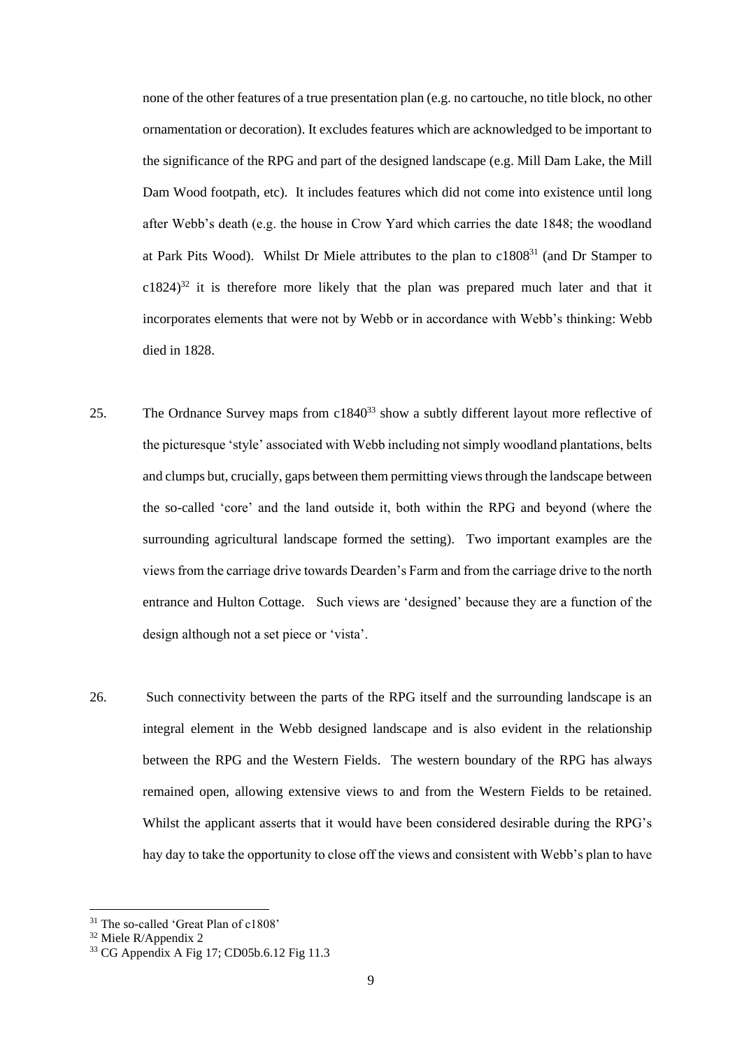none of the other features of a true presentation plan (e.g. no cartouche, no title block, no other ornamentation or decoration). It excludes features which are acknowledged to be important to the significance of the RPG and part of the designed landscape (e.g. Mill Dam Lake, the Mill Dam Wood footpath, etc). It includes features which did not come into existence until long after Webb's death (e.g. the house in Crow Yard which carries the date 1848; the woodland at Park Pits Wood). Whilst Dr Miele attributes to the plan to c1808[31] (and Dr Stamper to c1824)[32] it is therefore more likely that the plan was prepared much later and that it incorporates elements that were not by Webb or in accordance with Webb's thinking: Webb died in 1828.

25. The Ordnance Survey maps from c1840[33] show a subtly different layout more reflective of the picturesque 'style' associated with Webb including not simply woodland plantations, belts and clumps but, crucially, gaps between them permitting views through the landscape between the so-called 'core' and the land outside it, both within the RPG and beyond (where the surrounding agricultural landscape formed the setting). Two important examples are the views from the carriage drive towards Dearden's Farm and from the carriage drive to the north entrance and Hulton Cottage. Such views are 'designed' because they are a function of the design although not a set piece or 'vista'.

26. Such connectivity between the parts of the RPG itself and the surrounding landscape is an integral element in the Webb designed landscape and is also evident in the relationship between the RPG and the Western Fields. The western boundary of the RPG has always remained open, allowing extensive views to and from the Western Fields to be retained. Whilst the applicant asserts that it would have been considered desirable during the RPG's hay day to take the opportunity to close off the views and consistent with Webb's plan to have

---

[31] The so-called 'Great Plan of c1808'

[32] Miele R/Appendix 2

[33] CG Appendix A Fig 17; CD05b.6.12 Fig 11.3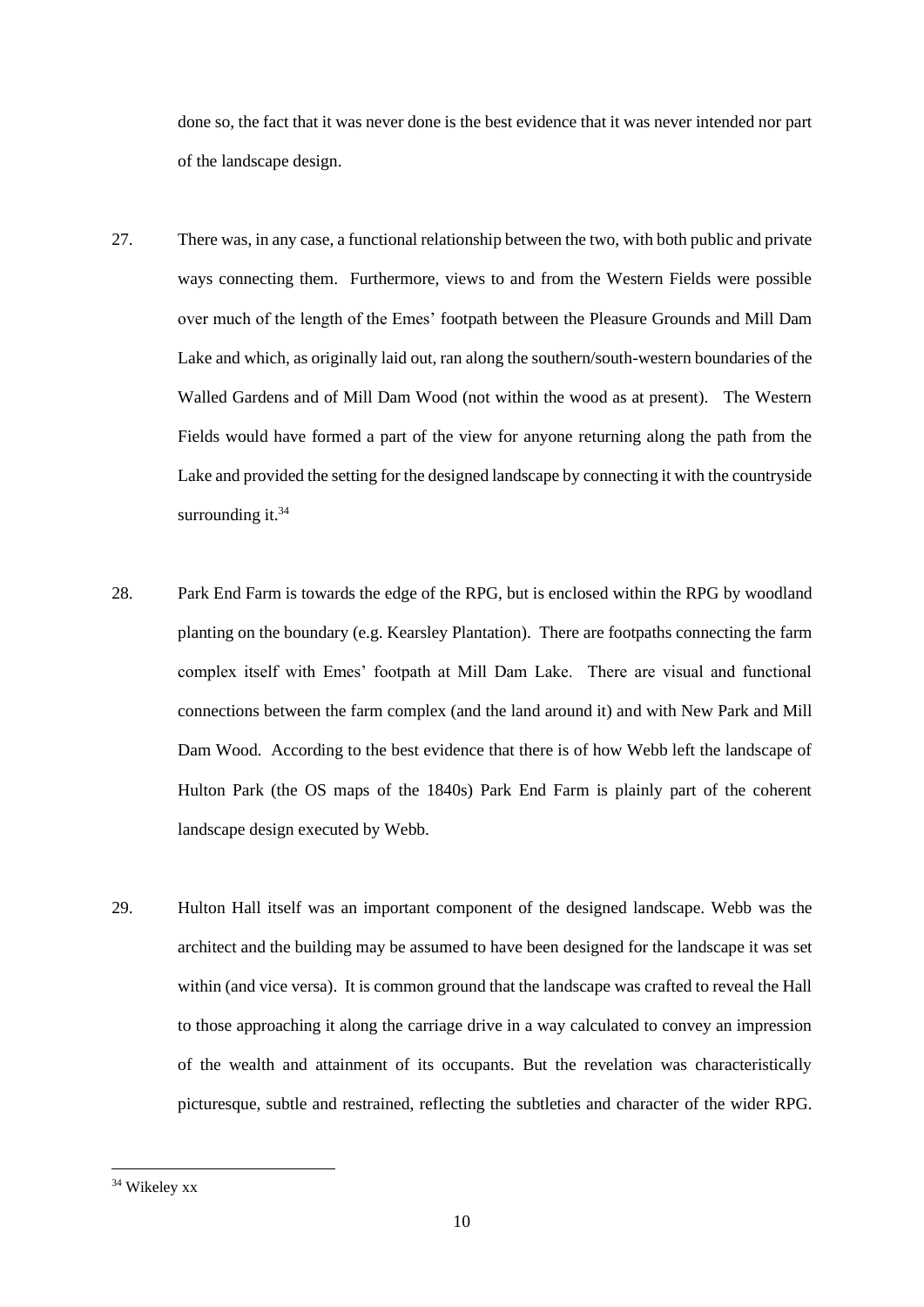done so, the fact that it was never done is the best evidence that it was never intended nor part of the landscape design.

27. There was, in any case, a functional relationship between the two, with both public and private ways connecting them. Furthermore, views to and from the Western Fields were possible over much of the length of the Emes' footpath between the Pleasure Grounds and Mill Dam Lake and which, as originally laid out, ran along the southern/south-western boundaries of the Walled Gardens and of Mill Dam Wood (not within the wood as at present). The Western Fields would have formed a part of the view for anyone returning along the path from the Lake and provided the setting for the designed landscape by connecting it with the countryside surrounding it.[34]

28. Park End Farm is towards the edge of the RPG, but is enclosed within the RPG by woodland planting on the boundary (e.g. Kearsley Plantation). There are footpaths connecting the farm complex itself with Emes' footpath at Mill Dam Lake. There are visual and functional connections between the farm complex (and the land around it) and with New Park and Mill Dam Wood. According to the best evidence that there is of how Webb left the landscape of Hulton Park (the OS maps of the 1840s) Park End Farm is plainly part of the coherent landscape design executed by Webb.

29. Hulton Hall itself was an important component of the designed landscape. Webb was the architect and the building may be assumed to have been designed for the landscape it was set within (and vice versa). It is common ground that the landscape was crafted to reveal the Hall to those approaching it along the carriage drive in a way calculated to convey an impression of the wealth and attainment of its occupants. But the revelation was characteristically picturesque, subtle and restrained, reflecting the subtleties and character of the wider RPG.

---

[34] Wikeley xx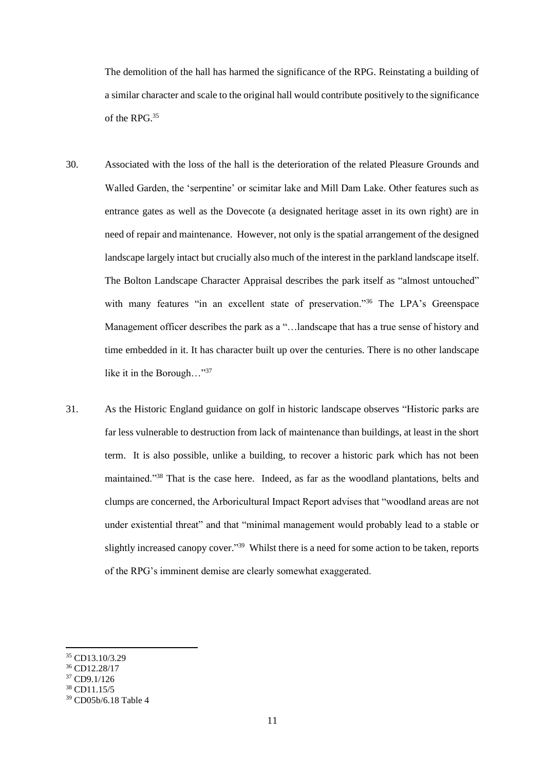The demolition of the hall has harmed the significance of the RPG. Reinstating a building of a similar character and scale to the original hall would contribute positively to the significance of the RPG.[35]

30. Associated with the loss of the hall is the deterioration of the related Pleasure Grounds and Walled Garden, the 'serpentine' or scimitar lake and Mill Dam Lake. Other features such as entrance gates as well as the Dovecote (a designated heritage asset in its own right) are in need of repair and maintenance. However, not only is the spatial arrangement of the designed landscape largely intact but crucially also much of the interest in the parkland landscape itself. The Bolton Landscape Character Appraisal describes the park itself as "almost untouched" with many features "in an excellent state of preservation."[36] The LPA's Greenspace Management officer describes the park as a "…landscape that has a true sense of history and time embedded in it. It has character built up over the centuries. There is no other landscape like it in the Borough…"[37]

31. As the Historic England guidance on golf in historic landscape observes "Historic parks are far less vulnerable to destruction from lack of maintenance than buildings, at least in the short term. It is also possible, unlike a building, to recover a historic park which has not been maintained."[38] That is the case here. Indeed, as far as the woodland plantations, belts and clumps are concerned, the Arboricultural Impact Report advises that "woodland areas are not under existential threat" and that "minimal management would probably lead to a stable or slightly increased canopy cover."[39] Whilst there is a need for some action to be taken, reports of the RPG's imminent demise are clearly somewhat exaggerated.

---

[35] CD13.10/3.29
[36] CD12.28/17
[37] CD9.1/126
[38] CD11.15/5
[39] CD05b/6.18 Table 4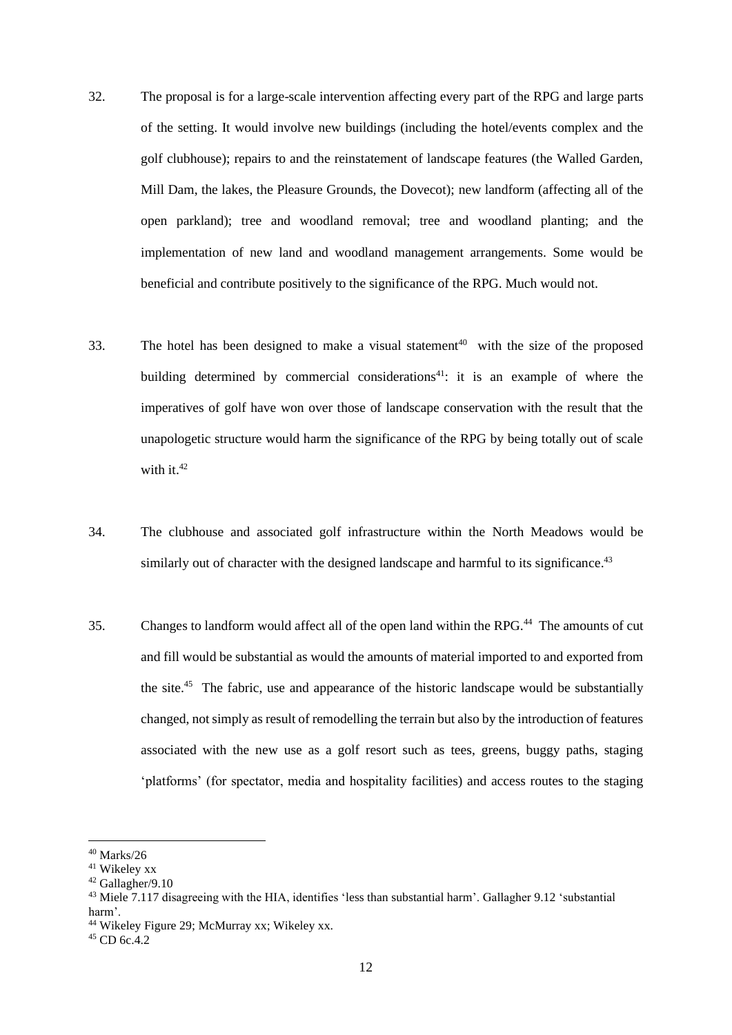32. The proposal is for a large-scale intervention affecting every part of the RPG and large parts of the setting. It would involve new buildings (including the hotel/events complex and the golf clubhouse); repairs to and the reinstatement of landscape features (the Walled Garden, Mill Dam, the lakes, the Pleasure Grounds, the Dovecot); new landform (affecting all of the open parkland); tree and woodland removal; tree and woodland planting; and the implementation of new land and woodland management arrangements. Some would be beneficial and contribute positively to the significance of the RPG. Much would not.

33. The hotel has been designed to make a visual statement[40] with the size of the proposed building determined by commercial considerations[41]: it is an example of where the imperatives of golf have won over those of landscape conservation with the result that the unapologetic structure would harm the significance of the RPG by being totally out of scale with it.[42]

34. The clubhouse and associated golf infrastructure within the North Meadows would be similarly out of character with the designed landscape and harmful to its significance.[43]

35. Changes to landform would affect all of the open land within the RPG.[44] The amounts of cut and fill would be substantial as would the amounts of material imported to and exported from the site.[45] The fabric, use and appearance of the historic landscape would be substantially changed, not simply as result of remodelling the terrain but also by the introduction of features associated with the new use as a golf resort such as tees, greens, buggy paths, staging 'platforms' (for spectator, media and hospitality facilities) and access routes to the staging

---

[40] Marks/26

[41] Wikeley xx

[42] Gallagher/9.10

[43] Miele 7.117 disagreeing with the HIA, identifies 'less than substantial harm'. Gallagher 9.12 'substantial harm'.

[44] Wikeley Figure 29; McMurray xx; Wikeley xx.

[45] CD 6c.4.2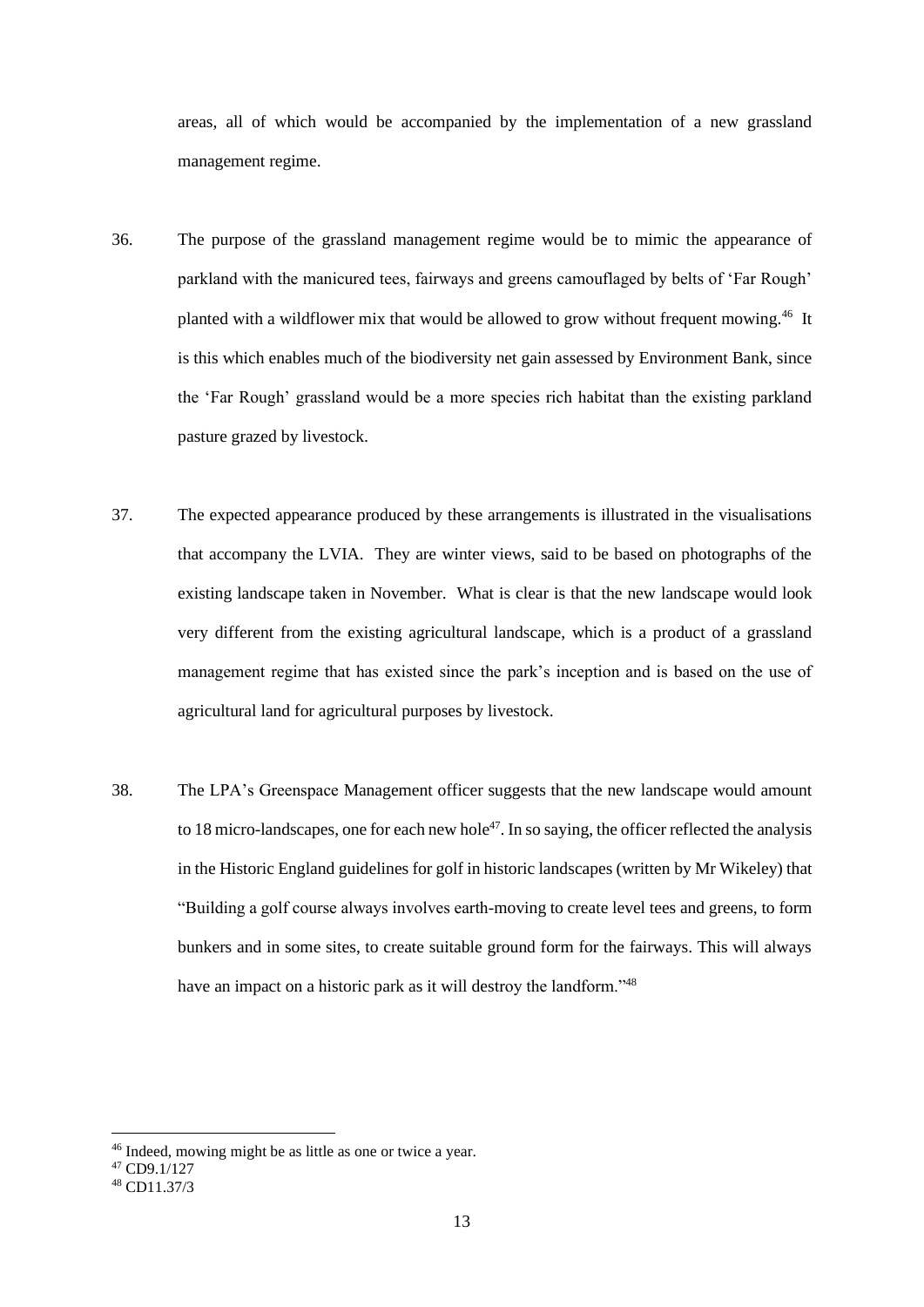areas, all of which would be accompanied by the implementation of a new grassland management regime.

36. The purpose of the grassland management regime would be to mimic the appearance of parkland with the manicured tees, fairways and greens camouflaged by belts of 'Far Rough' planted with a wildflower mix that would be allowed to grow without frequent mowing.[46] It is this which enables much of the biodiversity net gain assessed by Environment Bank, since the 'Far Rough' grassland would be a more species rich habitat than the existing parkland pasture grazed by livestock.

37. The expected appearance produced by these arrangements is illustrated in the visualisations that accompany the LVIA. They are winter views, said to be based on photographs of the existing landscape taken in November. What is clear is that the new landscape would look very different from the existing agricultural landscape, which is a product of a grassland management regime that has existed since the park's inception and is based on the use of agricultural land for agricultural purposes by livestock.

38. The LPA's Greenspace Management officer suggests that the new landscape would amount to 18 micro-landscapes, one for each new hole[47]. In so saying, the officer reflected the analysis in the Historic England guidelines for golf in historic landscapes (written by Mr Wikeley) that "Building a golf course always involves earth-moving to create level tees and greens, to form bunkers and in some sites, to create suitable ground form for the fairways. This will always have an impact on a historic park as it will destroy the landform."[48]

---

[46] Indeed, mowing might be as little as one or twice a year.

[47] CD9.1/127

[48] CD11.37/3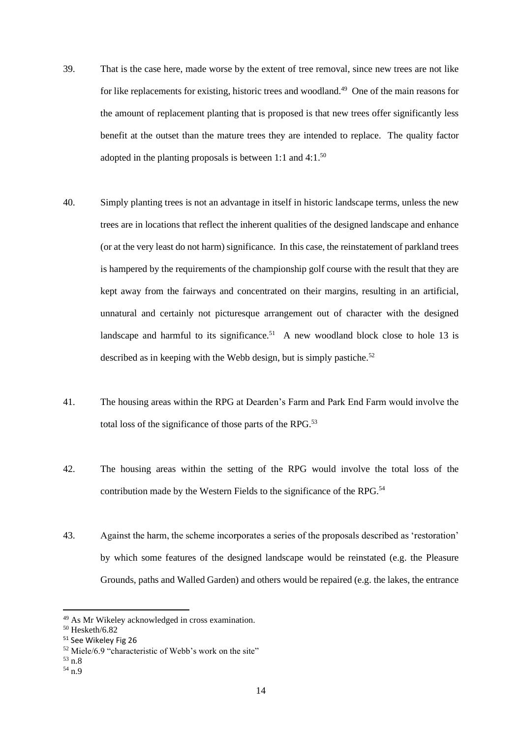39. That is the case here, made worse by the extent of tree removal, since new trees are not like for like replacements for existing, historic trees and woodland.[49] One of the main reasons for the amount of replacement planting that is proposed is that new trees offer significantly less benefit at the outset than the mature trees they are intended to replace. The quality factor adopted in the planting proposals is between 1:1 and 4:1.[50]

40. Simply planting trees is not an advantage in itself in historic landscape terms, unless the new trees are in locations that reflect the inherent qualities of the designed landscape and enhance (or at the very least do not harm) significance. In this case, the reinstatement of parkland trees is hampered by the requirements of the championship golf course with the result that they are kept away from the fairways and concentrated on their margins, resulting in an artificial, unnatural and certainly not picturesque arrangement out of character with the designed landscape and harmful to its significance.[51] A new woodland block close to hole 13 is described as in keeping with the Webb design, but is simply pastiche.[52]

41. The housing areas within the RPG at Dearden's Farm and Park End Farm would involve the total loss of the significance of those parts of the RPG.[53]

42. The housing areas within the setting of the RPG would involve the total loss of the contribution made by the Western Fields to the significance of the RPG.[54]

43. Against the harm, the scheme incorporates a series of the proposals described as 'restoration' by which some features of the designed landscape would be reinstated (e.g. the Pleasure Grounds, paths and Walled Garden) and others would be repaired (e.g. the lakes, the entrance

---

[49] As Mr Wikeley acknowledged in cross examination.

[50] Hesketh/6.82

[51] See Wikeley Fig 26

[52] Miele/6.9 "characteristic of Webb's work on the site"

[53] n.8

[54] n.9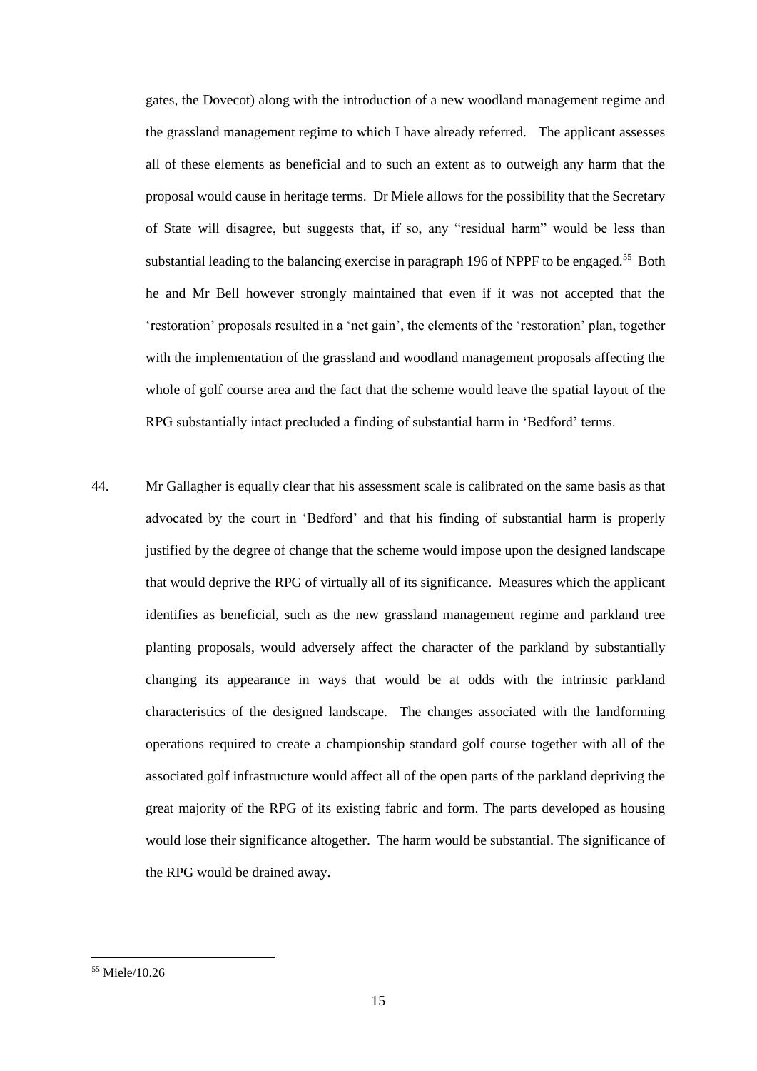gates, the Dovecot) along with the introduction of a new woodland management regime and the grassland management regime to which I have already referred. The applicant assesses all of these elements as beneficial and to such an extent as to outweigh any harm that the proposal would cause in heritage terms. Dr Miele allows for the possibility that the Secretary of State will disagree, but suggests that, if so, any "residual harm" would be less than substantial leading to the balancing exercise in paragraph 196 of NPPF to be engaged.[55] Both he and Mr Bell however strongly maintained that even if it was not accepted that the 'restoration' proposals resulted in a 'net gain', the elements of the 'restoration' plan, together with the implementation of the grassland and woodland management proposals affecting the whole of golf course area and the fact that the scheme would leave the spatial layout of the RPG substantially intact precluded a finding of substantial harm in 'Bedford' terms.

44. Mr Gallagher is equally clear that his assessment scale is calibrated on the same basis as that advocated by the court in 'Bedford' and that his finding of substantial harm is properly justified by the degree of change that the scheme would impose upon the designed landscape that would deprive the RPG of virtually all of its significance. Measures which the applicant identifies as beneficial, such as the new grassland management regime and parkland tree planting proposals, would adversely affect the character of the parkland by substantially changing its appearance in ways that would be at odds with the intrinsic parkland characteristics of the designed landscape. The changes associated with the landforming operations required to create a championship standard golf course together with all of the associated golf infrastructure would affect all of the open parts of the parkland depriving the great majority of the RPG of its existing fabric and form. The parts developed as housing would lose their significance altogether. The harm would be substantial. The significance of the RPG would be drained away.

[55] Miele/10.26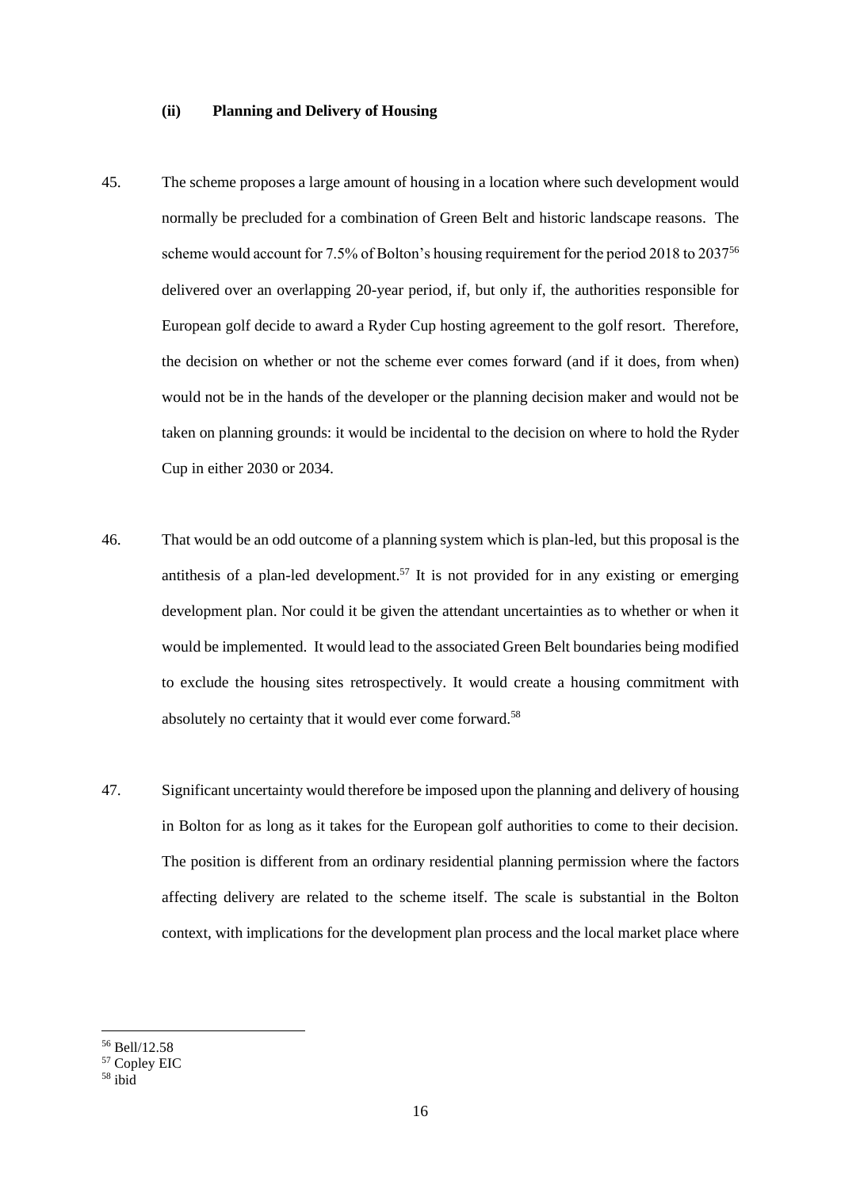### (ii) Planning and Delivery of Housing

45. The scheme proposes a large amount of housing in a location where such development would normally be precluded for a combination of Green Belt and historic landscape reasons. The scheme would account for 7.5% of Bolton's housing requirement for the period 2018 to 2037[56] delivered over an overlapping 20-year period, if, but only if, the authorities responsible for European golf decide to award a Ryder Cup hosting agreement to the golf resort. Therefore, the decision on whether or not the scheme ever comes forward (and if it does, from when) would not be in the hands of the developer or the planning decision maker and would not be taken on planning grounds: it would be incidental to the decision on where to hold the Ryder Cup in either 2030 or 2034.

46. That would be an odd outcome of a planning system which is plan-led, but this proposal is the antithesis of a plan-led development.[57] It is not provided for in any existing or emerging development plan. Nor could it be given the attendant uncertainties as to whether or when it would be implemented. It would lead to the associated Green Belt boundaries being modified to exclude the housing sites retrospectively. It would create a housing commitment with absolutely no certainty that it would ever come forward.[58]

47. Significant uncertainty would therefore be imposed upon the planning and delivery of housing in Bolton for as long as it takes for the European golf authorities to come to their decision. The position is different from an ordinary residential planning permission where the factors affecting delivery are related to the scheme itself. The scale is substantial in the Bolton context, with implications for the development plan process and the local market place where

---

[56] Bell/12.58
[57] Copley EIC
[58] ibid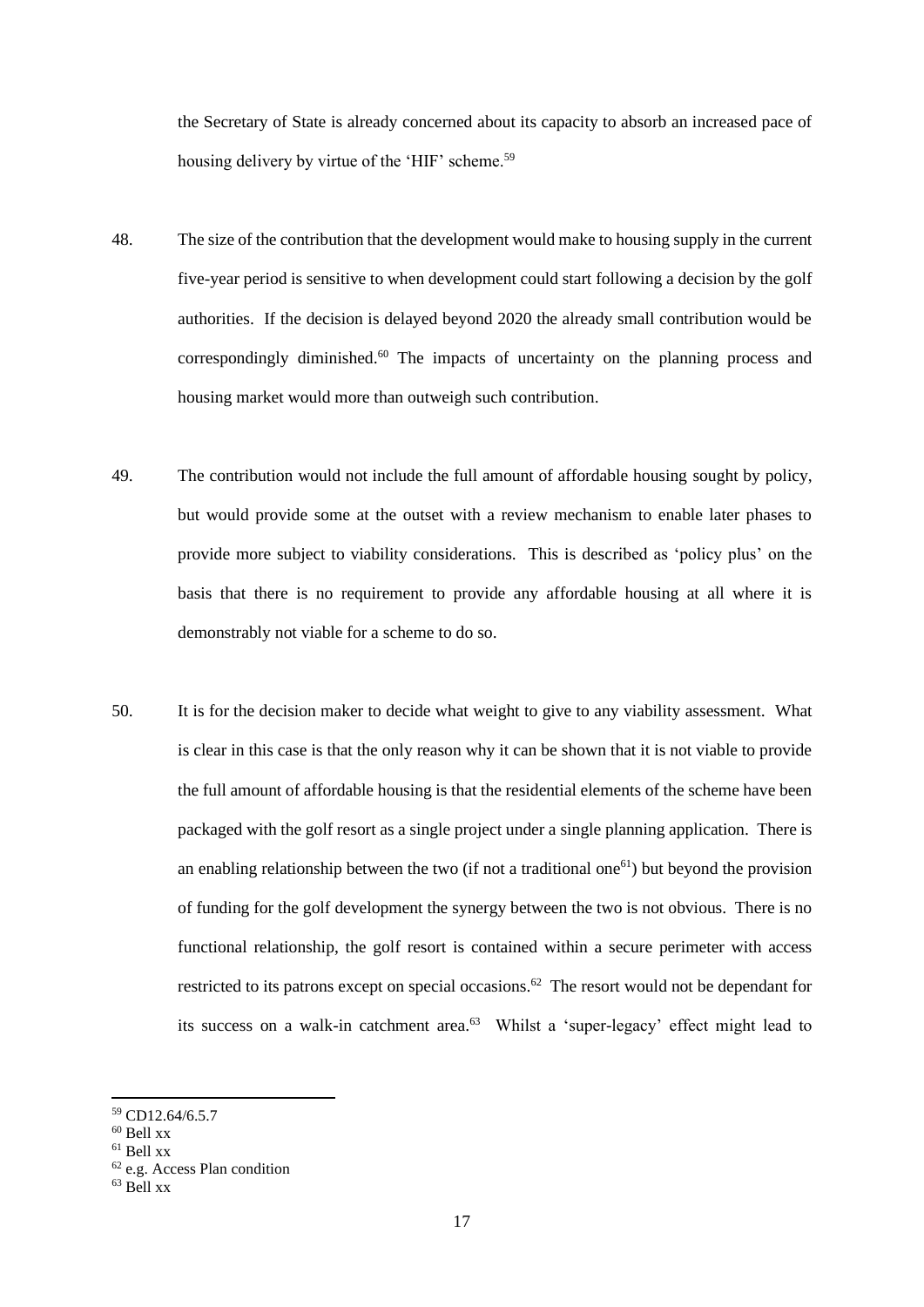the Secretary of State is already concerned about its capacity to absorb an increased pace of housing delivery by virtue of the 'HIF' scheme.[59]

48. The size of the contribution that the development would make to housing supply in the current five-year period is sensitive to when development could start following a decision by the golf authorities. If the decision is delayed beyond 2020 the already small contribution would be correspondingly diminished.[60] The impacts of uncertainty on the planning process and housing market would more than outweigh such contribution.

49. The contribution would not include the full amount of affordable housing sought by policy, but would provide some at the outset with a review mechanism to enable later phases to provide more subject to viability considerations. This is described as 'policy plus' on the basis that there is no requirement to provide any affordable housing at all where it is demonstrably not viable for a scheme to do so.

50. It is for the decision maker to decide what weight to give to any viability assessment. What is clear in this case is that the only reason why it can be shown that it is not viable to provide the full amount of affordable housing is that the residential elements of the scheme have been packaged with the golf resort as a single project under a single planning application. There is an enabling relationship between the two (if not a traditional one[61]) but beyond the provision of funding for the golf development the synergy between the two is not obvious. There is no functional relationship, the golf resort is contained within a secure perimeter with access restricted to its patrons except on special occasions.[62] The resort would not be dependant for its success on a walk-in catchment area.[63] Whilst a 'super-legacy' effect might lead to

---

[59] CD12.64/6.5.7
[60] Bell xx
[61] Bell xx
[62] e.g. Access Plan condition
[63] Bell xx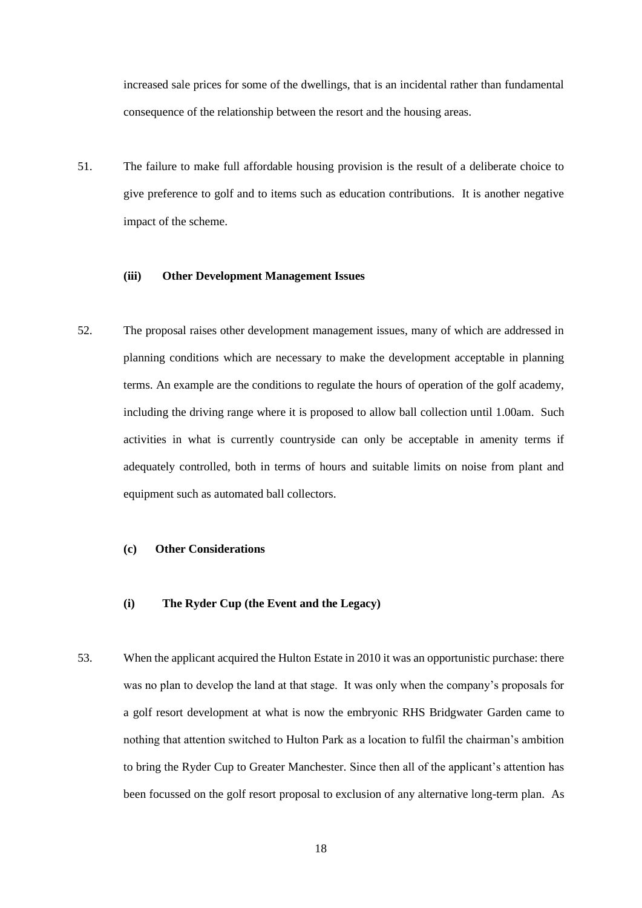increased sale prices for some of the dwellings, that is an incidental rather than fundamental consequence of the relationship between the resort and the housing areas.

51. The failure to make full affordable housing provision is the result of a deliberate choice to give preference to golf and to items such as education contributions. It is another negative impact of the scheme.

**(iii) Other Development Management Issues**

52. The proposal raises other development management issues, many of which are addressed in planning conditions which are necessary to make the development acceptable in planning terms. An example are the conditions to regulate the hours of operation of the golf academy, including the driving range where it is proposed to allow ball collection until 1.00am. Such activities in what is currently countryside can only be acceptable in amenity terms if adequately controlled, both in terms of hours and suitable limits on noise from plant and equipment such as automated ball collectors.

**(c) Other Considerations**

**(i) The Ryder Cup (the Event and the Legacy)**

53. When the applicant acquired the Hulton Estate in 2010 it was an opportunistic purchase: there was no plan to develop the land at that stage. It was only when the company's proposals for a golf resort development at what is now the embryonic RHS Bridgwater Garden came to nothing that attention switched to Hulton Park as a location to fulfil the chairman's ambition to bring the Ryder Cup to Greater Manchester. Since then all of the applicant's attention has been focussed on the golf resort proposal to exclusion of any alternative long-term plan. As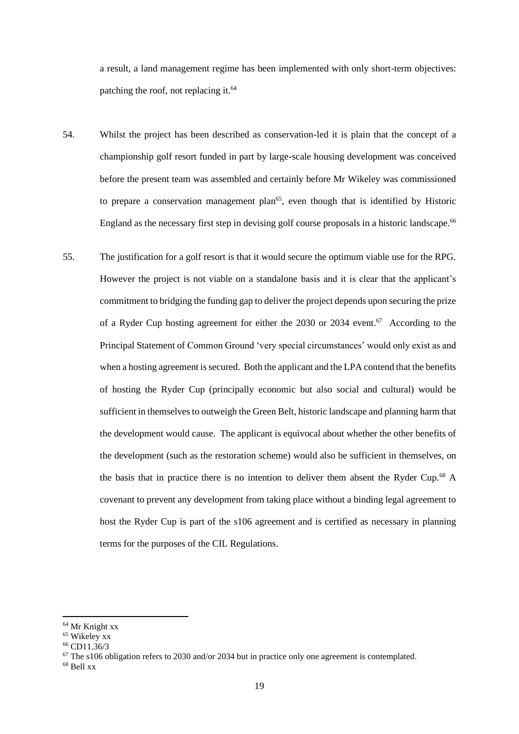a result, a land management regime has been implemented with only short-term objectives: patching the roof, not replacing it.[64]

54. Whilst the project has been described as conservation-led it is plain that the concept of a championship golf resort funded in part by large-scale housing development was conceived before the present team was assembled and certainly before Mr Wikeley was commissioned to prepare a conservation management plan[65], even though that is identified by Historic England as the necessary first step in devising golf course proposals in a historic landscape.[66]

55. The justification for a golf resort is that it would secure the optimum viable use for the RPG. However the project is not viable on a standalone basis and it is clear that the applicant's commitment to bridging the funding gap to deliver the project depends upon securing the prize of a Ryder Cup hosting agreement for either the 2030 or 2034 event.[67] According to the Principal Statement of Common Ground 'very special circumstances' would only exist as and when a hosting agreement is secured. Both the applicant and the LPA contend that the benefits of hosting the Ryder Cup (principally economic but also social and cultural) would be sufficient in themselves to outweigh the Green Belt, historic landscape and planning harm that the development would cause. The applicant is equivocal about whether the other benefits of the development (such as the restoration scheme) would also be sufficient in themselves, on the basis that in practice there is no intention to deliver them absent the Ryder Cup.[68] A covenant to prevent any development from taking place without a binding legal agreement to host the Ryder Cup is part of the s106 agreement and is certified as necessary in planning terms for the purposes of the CIL Regulations.

---

[64] Mr Knight xx

[65] Wikeley xx

[66] CD11.36/3

[67] The s106 obligation refers to 2030 and/or 2034 but in practice only one agreement is contemplated.

[68] Bell xx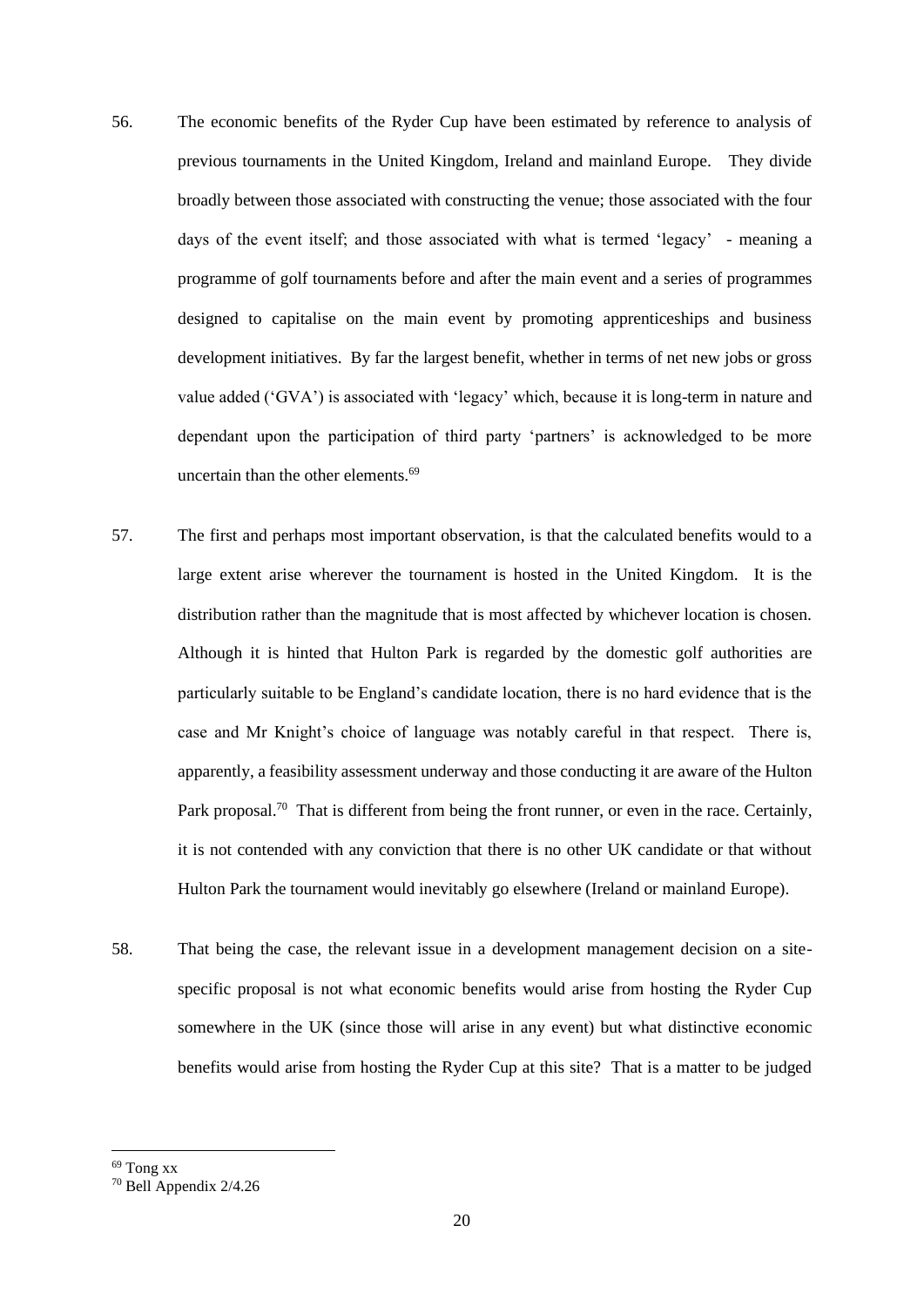56. The economic benefits of the Ryder Cup have been estimated by reference to analysis of previous tournaments in the United Kingdom, Ireland and mainland Europe. They divide broadly between those associated with constructing the venue; those associated with the four days of the event itself; and those associated with what is termed 'legacy' - meaning a programme of golf tournaments before and after the main event and a series of programmes designed to capitalise on the main event by promoting apprenticeships and business development initiatives. By far the largest benefit, whether in terms of net new jobs or gross value added ('GVA') is associated with 'legacy' which, because it is long-term in nature and dependant upon the participation of third party 'partners' is acknowledged to be more uncertain than the other elements.[69]

57. The first and perhaps most important observation, is that the calculated benefits would to a large extent arise wherever the tournament is hosted in the United Kingdom. It is the distribution rather than the magnitude that is most affected by whichever location is chosen. Although it is hinted that Hulton Park is regarded by the domestic golf authorities are particularly suitable to be England's candidate location, there is no hard evidence that is the case and Mr Knight's choice of language was notably careful in that respect. There is, apparently, a feasibility assessment underway and those conducting it are aware of the Hulton Park proposal.[70] That is different from being the front runner, or even in the race. Certainly, it is not contended with any conviction that there is no other UK candidate or that without Hulton Park the tournament would inevitably go elsewhere (Ireland or mainland Europe).

58. That being the case, the relevant issue in a development management decision on a site-specific proposal is not what economic benefits would arise from hosting the Ryder Cup somewhere in the UK (since those will arise in any event) but what distinctive economic benefits would arise from hosting the Ryder Cup at this site? That is a matter to be judged

---

[69] Tong xx

[70] Bell Appendix 2/4.26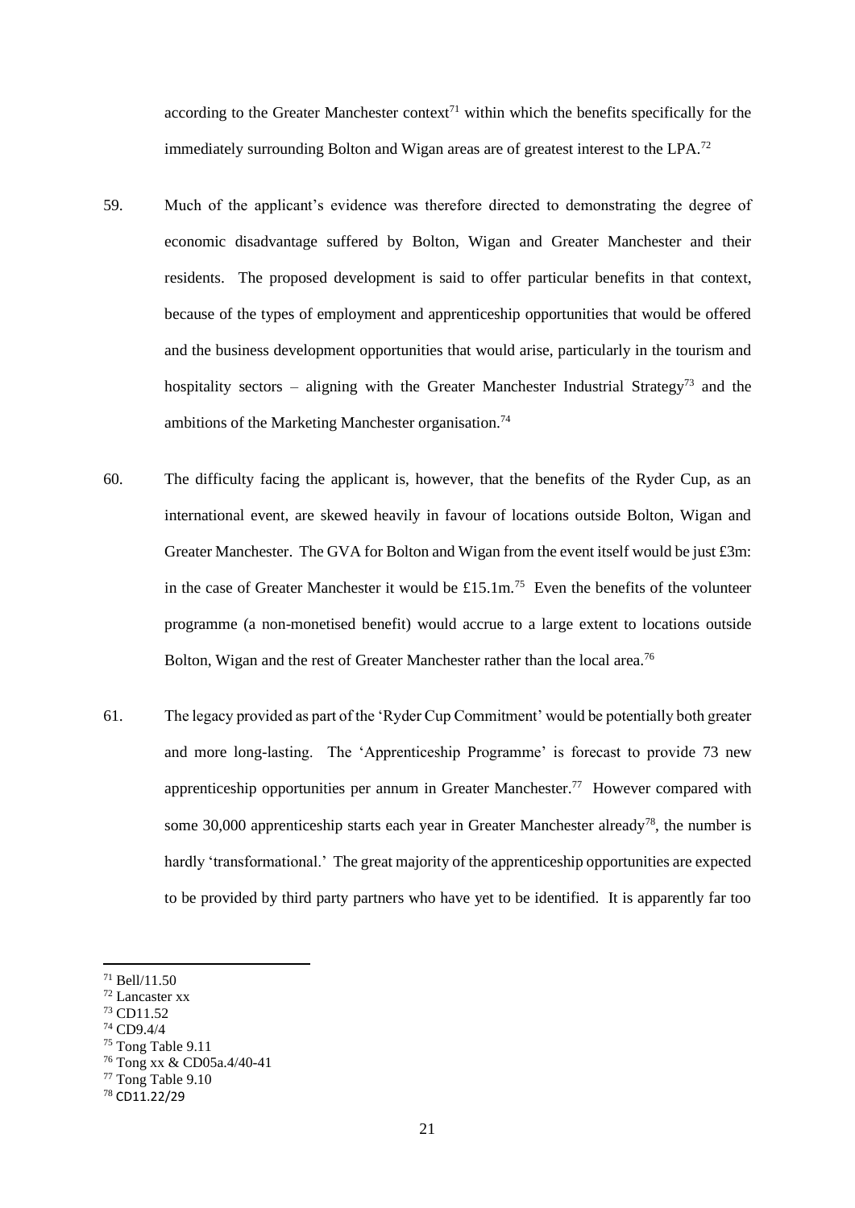according to the Greater Manchester context[71] within which the benefits specifically for the immediately surrounding Bolton and Wigan areas are of greatest interest to the LPA.[72]

59. Much of the applicant's evidence was therefore directed to demonstrating the degree of economic disadvantage suffered by Bolton, Wigan and Greater Manchester and their residents. The proposed development is said to offer particular benefits in that context, because of the types of employment and apprenticeship opportunities that would be offered and the business development opportunities that would arise, particularly in the tourism and hospitality sectors – aligning with the Greater Manchester Industrial Strategy[73] and the ambitions of the Marketing Manchester organisation.[74]

60. The difficulty facing the applicant is, however, that the benefits of the Ryder Cup, as an international event, are skewed heavily in favour of locations outside Bolton, Wigan and Greater Manchester. The GVA for Bolton and Wigan from the event itself would be just £3m: in the case of Greater Manchester it would be £15.1m.[75] Even the benefits of the volunteer programme (a non-monetised benefit) would accrue to a large extent to locations outside Bolton, Wigan and the rest of Greater Manchester rather than the local area.[76]

61. The legacy provided as part of the 'Ryder Cup Commitment' would be potentially both greater and more long-lasting. The 'Apprenticeship Programme' is forecast to provide 73 new apprenticeship opportunities per annum in Greater Manchester.[77] However compared with some 30,000 apprenticeship starts each year in Greater Manchester already[78], the number is hardly 'transformational.' The great majority of the apprenticeship opportunities are expected to be provided by third party partners who have yet to be identified. It is apparently far too

---

[71] Bell/11.50

[72] Lancaster xx

[73] CD11.52

[74] CD9.4/4

[75] Tong Table 9.11

[76] Tong xx & CD05a.4/40-41

[77] Tong Table 9.10

[78] CD11.22/29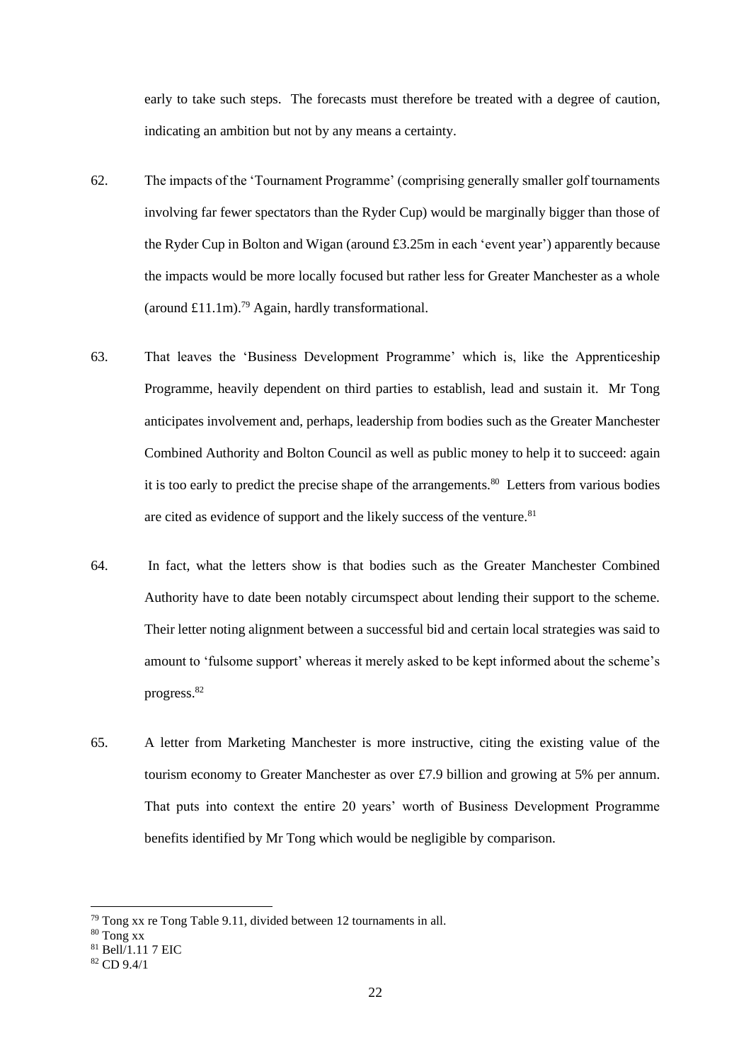early to take such steps. The forecasts must therefore be treated with a degree of caution, indicating an ambition but not by any means a certainty.

62. The impacts of the 'Tournament Programme' (comprising generally smaller golf tournaments involving far fewer spectators than the Ryder Cup) would be marginally bigger than those of the Ryder Cup in Bolton and Wigan (around £3.25m in each 'event year') apparently because the impacts would be more locally focused but rather less for Greater Manchester as a whole (around £11.1m).[79] Again, hardly transformational.

63. That leaves the 'Business Development Programme' which is, like the Apprenticeship Programme, heavily dependent on third parties to establish, lead and sustain it. Mr Tong anticipates involvement and, perhaps, leadership from bodies such as the Greater Manchester Combined Authority and Bolton Council as well as public money to help it to succeed: again it is too early to predict the precise shape of the arrangements.[80] Letters from various bodies are cited as evidence of support and the likely success of the venture.[81]

64. In fact, what the letters show is that bodies such as the Greater Manchester Combined Authority have to date been notably circumspect about lending their support to the scheme. Their letter noting alignment between a successful bid and certain local strategies was said to amount to 'fulsome support' whereas it merely asked to be kept informed about the scheme's progress.[82]

65. A letter from Marketing Manchester is more instructive, citing the existing value of the tourism economy to Greater Manchester as over £7.9 billion and growing at 5% per annum. That puts into context the entire 20 years' worth of Business Development Programme benefits identified by Mr Tong which would be negligible by comparison.

---

[79] Tong xx re Tong Table 9.11, divided between 12 tournaments in all.

[80] Tong xx

[81] Bell/1.11 7 EIC

[82] CD 9.4/1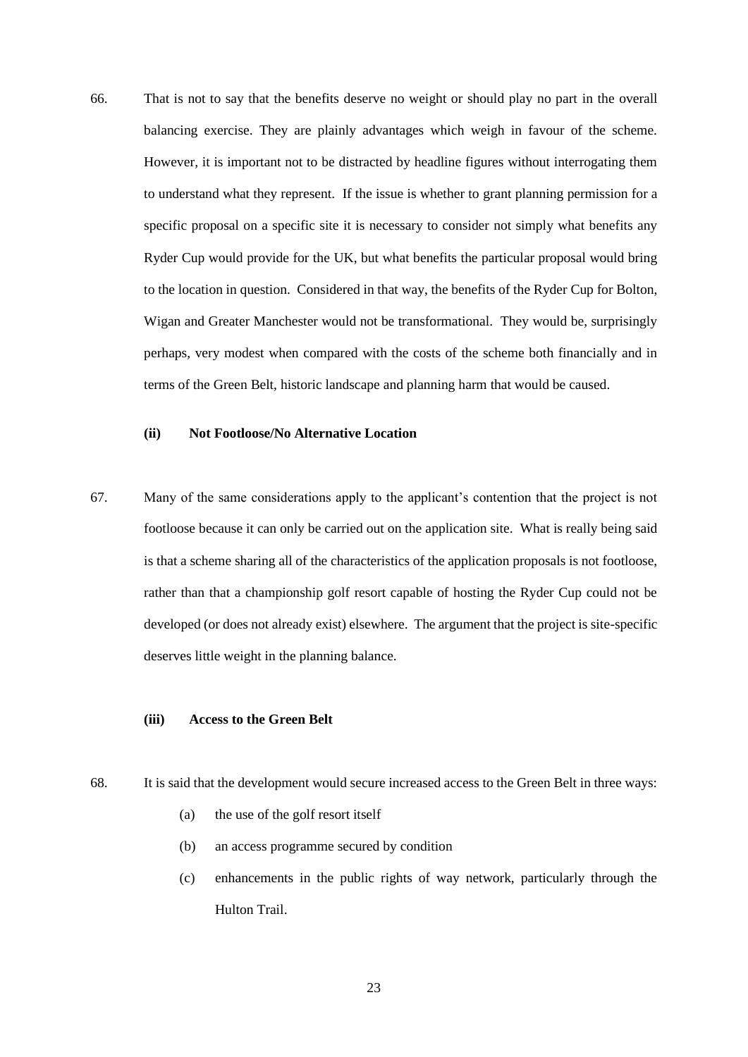66. That is not to say that the benefits deserve no weight or should play no part in the overall balancing exercise. They are plainly advantages which weigh in favour of the scheme. However, it is important not to be distracted by headline figures without interrogating them to understand what they represent. If the issue is whether to grant planning permission for a specific proposal on a specific site it is necessary to consider not simply what benefits any Ryder Cup would provide for the UK, but what benefits the particular proposal would bring to the location in question. Considered in that way, the benefits of the Ryder Cup for Bolton, Wigan and Greater Manchester would not be transformational. They would be, surprisingly perhaps, very modest when compared with the costs of the scheme both financially and in terms of the Green Belt, historic landscape and planning harm that would be caused.

**(ii) Not Footloose/No Alternative Location**

67. Many of the same considerations apply to the applicant's contention that the project is not footloose because it can only be carried out on the application site. What is really being said is that a scheme sharing all of the characteristics of the application proposals is not footloose, rather than that a championship golf resort capable of hosting the Ryder Cup could not be developed (or does not already exist) elsewhere. The argument that the project is site-specific deserves little weight in the planning balance.

**(iii) Access to the Green Belt**

68. It is said that the development would secure increased access to the Green Belt in three ways:

   (a) the use of the golf resort itself

   (b) an access programme secured by condition

   (c) enhancements in the public rights of way network, particularly through the Hulton Trail.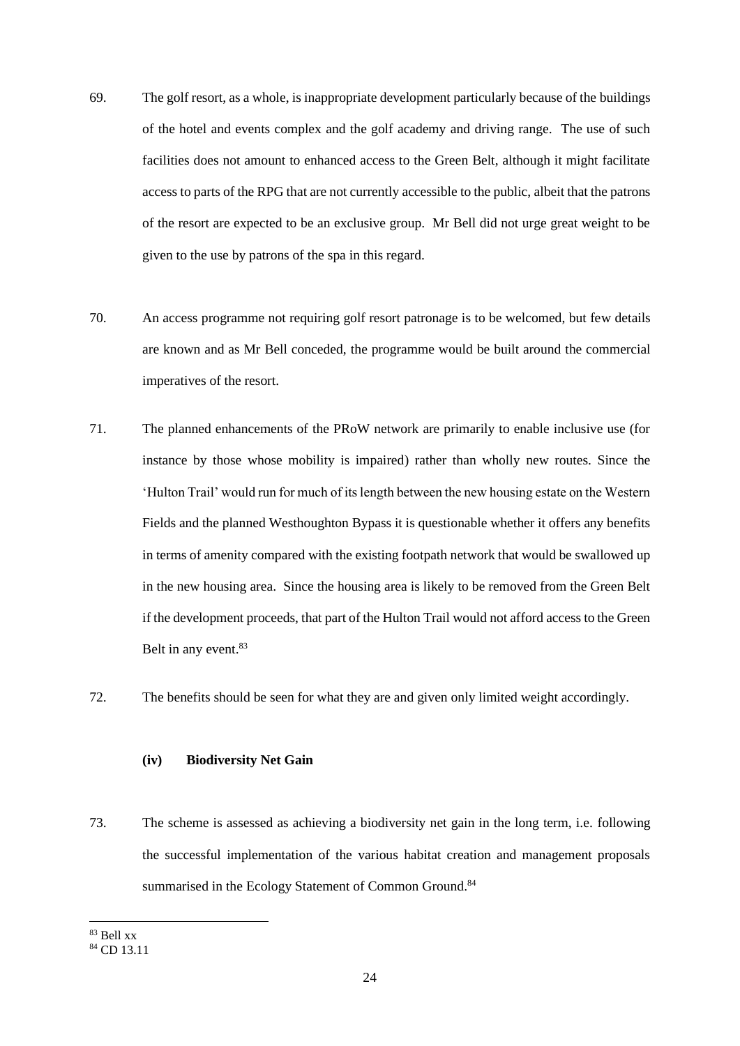69. The golf resort, as a whole, is inappropriate development particularly because of the buildings of the hotel and events complex and the golf academy and driving range. The use of such facilities does not amount to enhanced access to the Green Belt, although it might facilitate access to parts of the RPG that are not currently accessible to the public, albeit that the patrons of the resort are expected to be an exclusive group. Mr Bell did not urge great weight to be given to the use by patrons of the spa in this regard.

70. An access programme not requiring golf resort patronage is to be welcomed, but few details are known and as Mr Bell conceded, the programme would be built around the commercial imperatives of the resort.

71. The planned enhancements of the PRoW network are primarily to enable inclusive use (for instance by those whose mobility is impaired) rather than wholly new routes. Since the 'Hulton Trail' would run for much of its length between the new housing estate on the Western Fields and the planned Westhoughton Bypass it is questionable whether it offers any benefits in terms of amenity compared with the existing footpath network that would be swallowed up in the new housing area. Since the housing area is likely to be removed from the Green Belt if the development proceeds, that part of the Hulton Trail would not afford access to the Green Belt in any event.[83]

72. The benefits should be seen for what they are and given only limited weight accordingly.

### (iv) Biodiversity Net Gain

73. The scheme is assessed as achieving a biodiversity net gain in the long term, i.e. following the successful implementation of the various habitat creation and management proposals summarised in the Ecology Statement of Common Ground.[84]

---

[83] Bell xx

[84] CD 13.11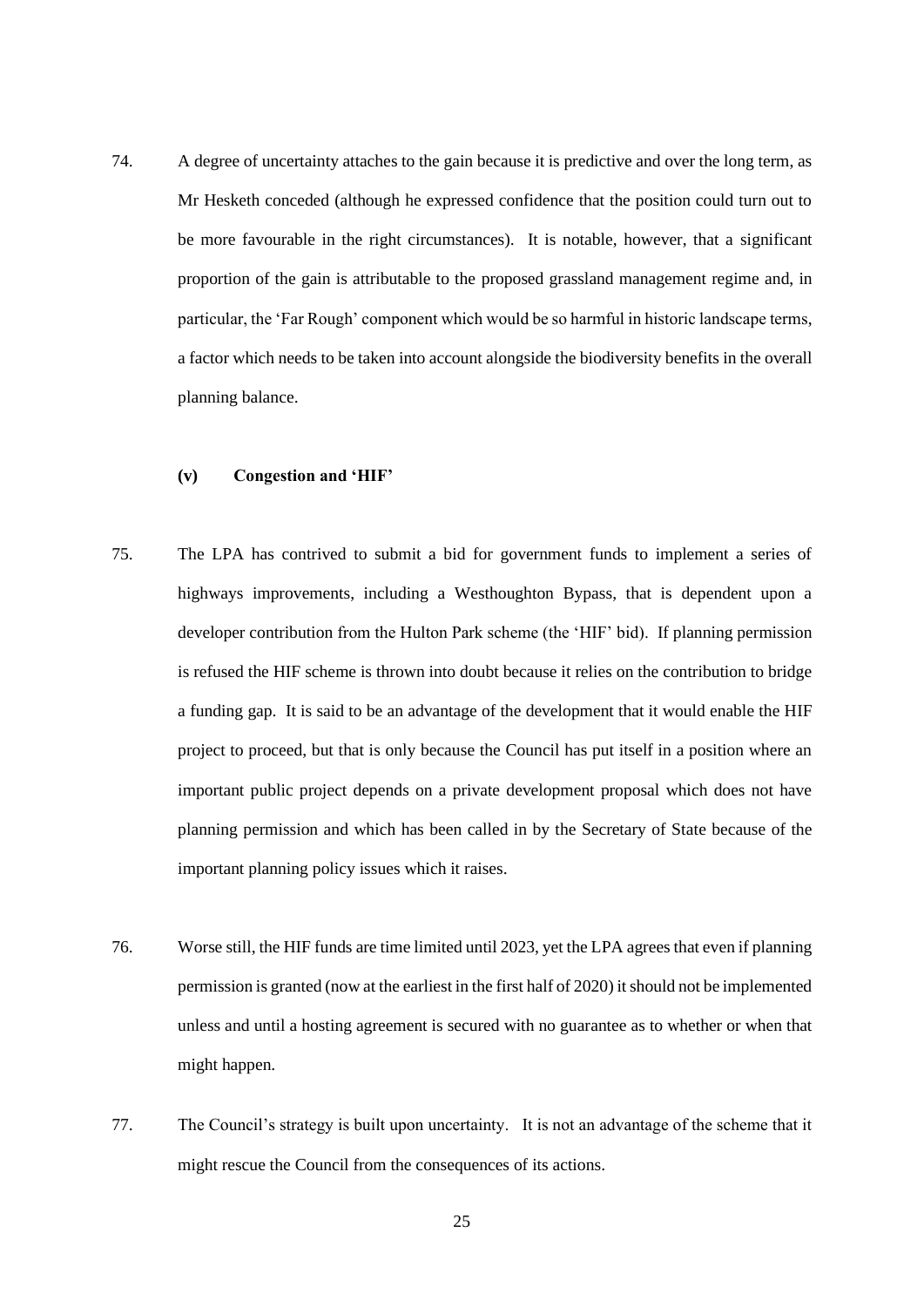74. A degree of uncertainty attaches to the gain because it is predictive and over the long term, as Mr Hesketh conceded (although he expressed confidence that the position could turn out to be more favourable in the right circumstances). It is notable, however, that a significant proportion of the gain is attributable to the proposed grassland management regime and, in particular, the 'Far Rough' component which would be so harmful in historic landscape terms, a factor which needs to be taken into account alongside the biodiversity benefits in the overall planning balance.

**(v) Congestion and 'HIF'**

75. The LPA has contrived to submit a bid for government funds to implement a series of highways improvements, including a Westhoughton Bypass, that is dependent upon a developer contribution from the Hulton Park scheme (the 'HIF' bid). If planning permission is refused the HIF scheme is thrown into doubt because it relies on the contribution to bridge a funding gap. It is said to be an advantage of the development that it would enable the HIF project to proceed, but that is only because the Council has put itself in a position where an important public project depends on a private development proposal which does not have planning permission and which has been called in by the Secretary of State because of the important planning policy issues which it raises.

76. Worse still, the HIF funds are time limited until 2023, yet the LPA agrees that even if planning permission is granted (now at the earliest in the first half of 2020) it should not be implemented unless and until a hosting agreement is secured with no guarantee as to whether or when that might happen.

77. The Council's strategy is built upon uncertainty. It is not an advantage of the scheme that it might rescue the Council from the consequences of its actions.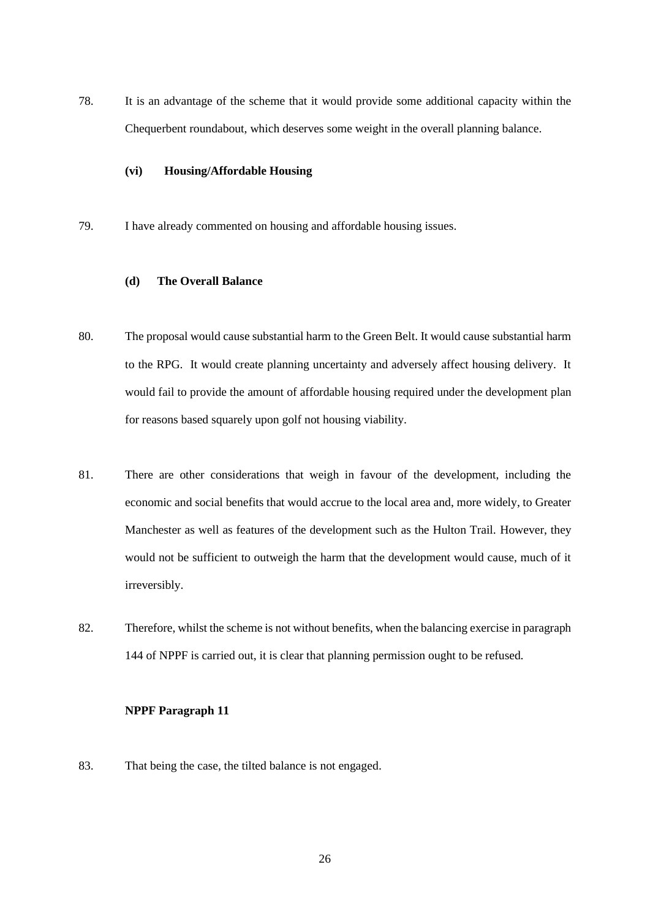78. It is an advantage of the scheme that it would provide some additional capacity within the Chequerbent roundabout, which deserves some weight in the overall planning balance.

**(vi) Housing/Affordable Housing**

79. I have already commented on housing and affordable housing issues.

**(d) The Overall Balance**

80. The proposal would cause substantial harm to the Green Belt. It would cause substantial harm to the RPG. It would create planning uncertainty and adversely affect housing delivery. It would fail to provide the amount of affordable housing required under the development plan for reasons based squarely upon golf not housing viability.

81. There are other considerations that weigh in favour of the development, including the economic and social benefits that would accrue to the local area and, more widely, to Greater Manchester as well as features of the development such as the Hulton Trail. However, they would not be sufficient to outweigh the harm that the development would cause, much of it irreversibly.

82. Therefore, whilst the scheme is not without benefits, when the balancing exercise in paragraph 144 of NPPF is carried out, it is clear that planning permission ought to be refused.

**NPPF Paragraph 11**

83. That being the case, the tilted balance is not engaged.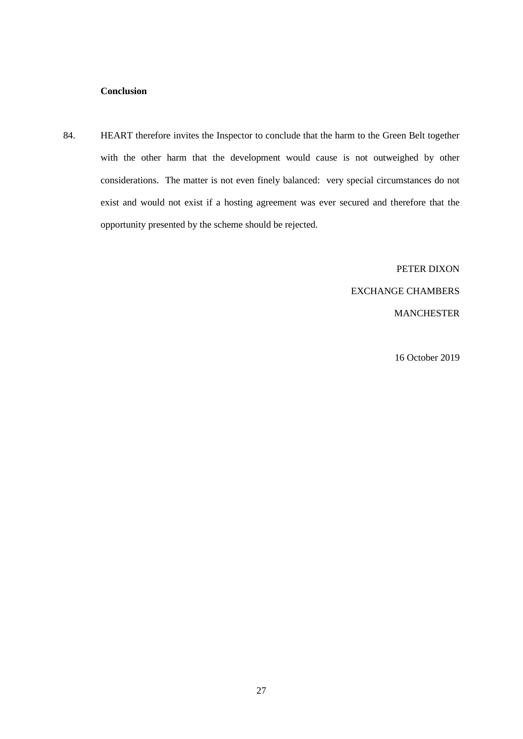**Conclusion**

84. HEART therefore invites the Inspector to conclude that the harm to the Green Belt together with the other harm that the development would cause is not outweighed by other considerations. The matter is not even finely balanced: very special circumstances do not exist and would not exist if a hosting agreement was ever secured and therefore that the opportunity presented by the scheme should be rejected.

PETER DIXON

EXCHANGE CHAMBERS

MANCHESTER

16 October 2019